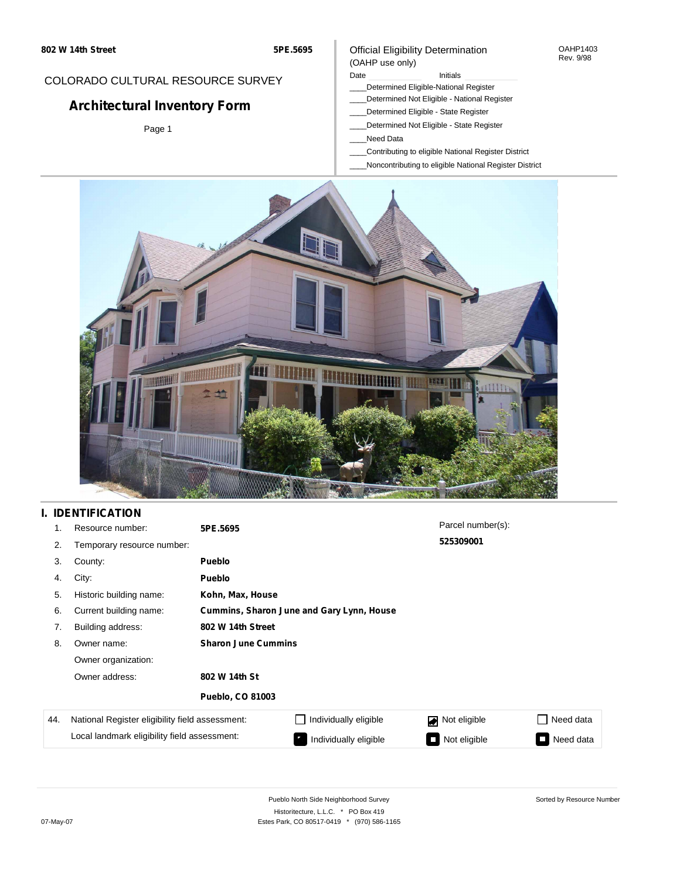802 W 14th Street **5PE.5695**

COLORADO CULTURAL RESOURCE SURVEY

# Architectural Inventory Form

Page 1

Official Eligibility Determination
(OAHP use only)

OAHP1403
Rev. 9/98

Date Initials

____Determined Eligible-National Register
____Determined Not Eligible - National Register
____Determined Eligible - State Register
____Determined Not Eligible - State Register
____Need Data
____Contributing to eligible National Register District
____Noncontributing to eligible National Register District

## I. IDENTIFICATION

| | | |
|---|---|---|
| 1. | Resource number: | **5PE.5695** |
| 2. | Temporary resource number: | |
| 3. | County: | **Pueblo** |
| 4. | City: | **Pueblo** |
| 5. | Historic building name: | **Kohn, Max, House** |
| 6. | Current building name: | **Cummins, Sharon June and Gary Lynn, House** |
| 7. | Building address: | **802 W 14th Street** |
| 8. | Owner name: | **Sharon June Cummins** |
| | Owner organization: | |
| | Owner address: | **802 W 14th St** |
| | | **Pueblo, CO 81003** |

Parcel number(s):
**525309001**

| 44. | | | | |
|---|---|---|---|---|
| National Register eligibility field assessment: | ☐ Individually eligible | ☑ Not eligible | ☐ Need data |
| Local landmark eligibility field assessment: | ☐ Individually eligible | ☐ Not eligible | ☐ Need data |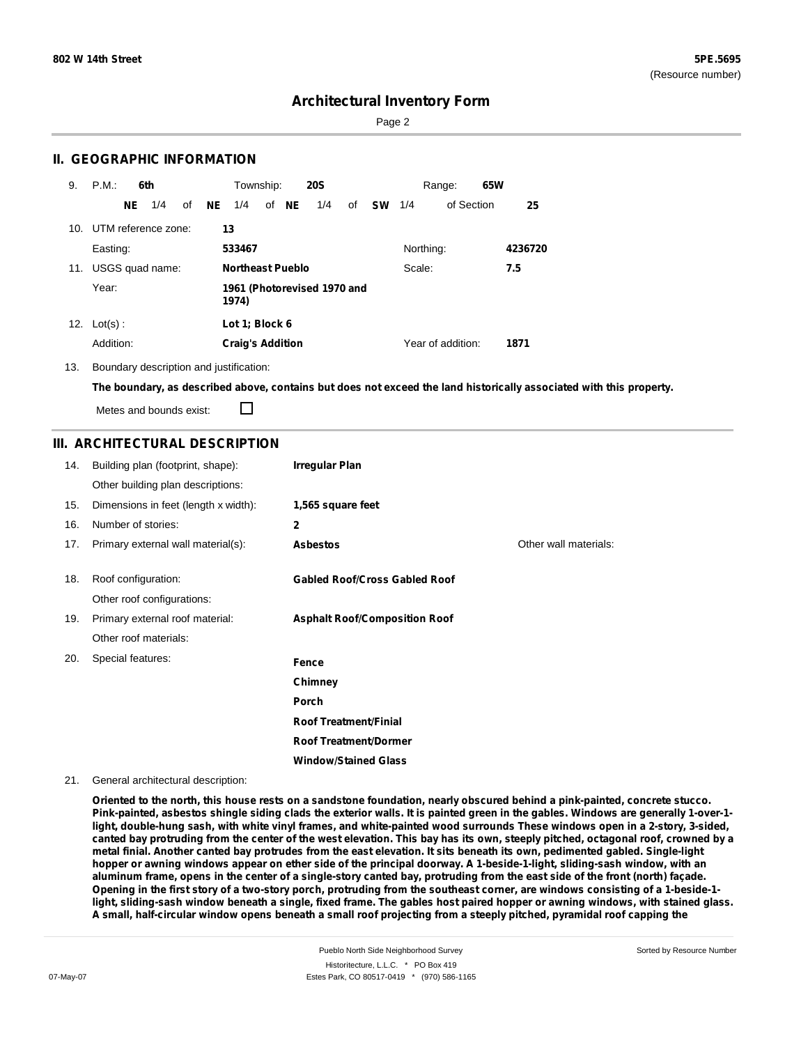## II. GEOGRAPHIC INFORMATION

9. P.M.: **6th** Township: **20S** Range: **65W**

**NE** 1/4 of **NE** 1/4 of **NE** 1/4 of **SW** 1/4 of Section **25**

10. UTM reference zone: **13**

Easting: **533467** Northing: **4236720**

11. USGS quad name: **Northeast Pueblo** Scale: **7.5**

Year: **1961 (Photorevised 1970 and 1974)**

12. Lot(s): **Lot 1; Block 6**

Addition: **Craig's Addition** Year of addition: **1871**

13. Boundary description and justification:

**The boundary, as described above, contains but does not exceed the land historically associated with this property.**

Metes and bounds exist: ☐

## III. ARCHITECTURAL DESCRIPTION

14. Building plan (footprint, shape): **Irregular Plan**

Other building plan descriptions:

15. Dimensions in feet (length x width): **1,565 square feet**

16. Number of stories: **2**

17. Primary external wall material(s): **Asbestos** Other wall materials:

18. Roof configuration: **Gabled Roof/Cross Gabled Roof**

Other roof configurations:

19. Primary external roof material: **Asphalt Roof/Composition Roof**

Other roof materials:

20. Special features:

**Fence**

**Chimney**

**Porch**

**Roof Treatment/Finial**

**Roof Treatment/Dormer**

**Window/Stained Glass**

21. General architectural description:

**Oriented to the north, this house rests on a sandstone foundation, nearly obscured behind a pink-painted, concrete stucco. Pink-painted, asbestos shingle siding clads the exterior walls. It is painted green in the gables. Windows are generally 1-over-1-light, double-hung sash, with white vinyl frames, and white-painted wood surrounds These windows open in a 2-story, 3-sided, canted bay protruding from the center of the west elevation. This bay has its own, steeply pitched, octagonal roof, crowned by a metal finial. Another canted bay protrudes from the east elevation. It sits beneath its own, pedimented gabled. Single-light hopper or awning windows appear on ether side of the principal doorway. A 1-beside-1-light, sliding-sash window, with an aluminum frame, opens in the center of a single-story canted bay, protruding from the east side of the front (north) façade. Opening in the first story of a two-story porch, protruding from the southeast corner, are windows consisting of a 1-beside-1-light, sliding-sash window beneath a single, fixed frame. The gables host paired hopper or awning windows, with stained glass. A small, half-circular window opens beneath a small roof projecting from a steeply pitched, pyramidal roof capping the**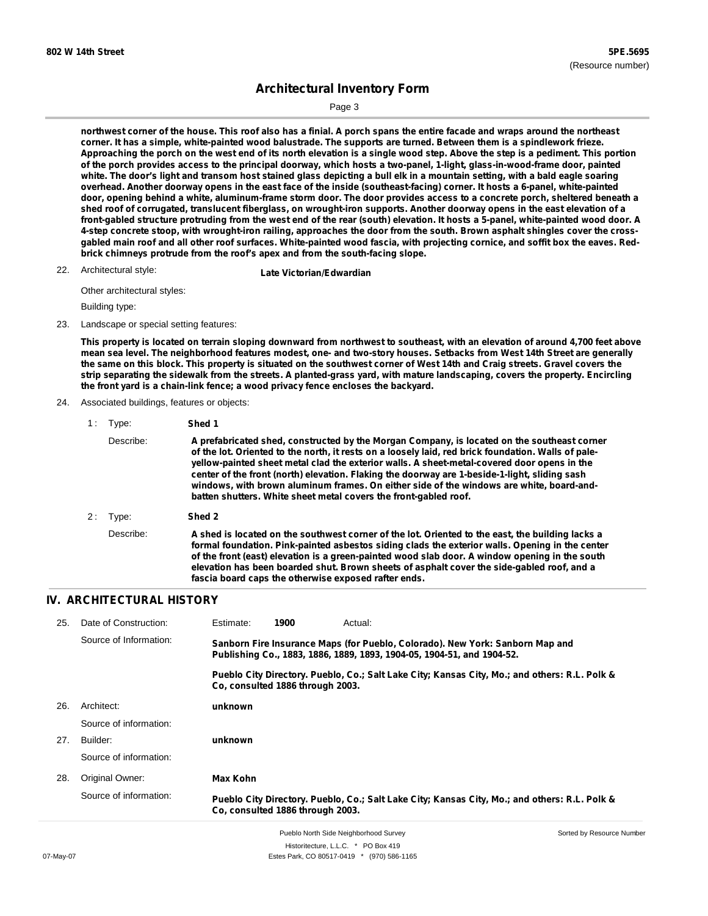northwest corner of the house. This roof also has a finial. A porch spans the entire facade and wraps around the northeast corner. It has a simple, white-painted wood balustrade. The supports are turned. Between them is a spindlework frieze. Approaching the porch on the west end of its north elevation is a single wood step. Above the step is a pediment. This portion of the porch provides access to the principal doorway, which hosts a two-panel, 1-light, glass-in-wood-frame door, painted white. The door's light and transom host stained glass depicting a bull elk in a mountain setting, with a bald eagle soaring overhead. Another doorway opens in the east face of the inside (southeast-facing) corner. It hosts a 6-panel, white-painted door, opening behind a white, aluminum-frame storm door. The door provides access to a concrete porch, sheltered beneath a shed roof of corrugated, translucent fiberglass, on wrought-iron supports. Another doorway opens in the east elevation of a front-gabled structure protruding from the west end of the rear (south) elevation. It hosts a 5-panel, white-painted wood door. A 4-step concrete stoop, with wrought-iron railing, approaches the door from the south. Brown asphalt shingles cover the cross-gabled main roof and all other roof surfaces. White-painted wood fascia, with projecting cornice, and soffit box the eaves. Red-brick chimneys protrude from the roof's apex and from the south-facing slope.

22. Architectural style: **Late Victorian/Edwardian**

Other architectural styles:

Building type:

23. Landscape or special setting features:

**This property is located on terrain sloping downward from northwest to southeast, with an elevation of around 4,700 feet above mean sea level. The neighborhood features modest, one- and two-story houses. Setbacks from West 14th Street are generally the same on this block. This property is situated on the southwest corner of West 14th and Craig streets. Gravel covers the strip separating the sidewalk from the streets. A planted-grass yard, with mature landscaping, covers the property. Encircling the front yard is a chain-link fence; a wood privacy fence encloses the backyard.**

24. Associated buildings, features or objects:

1 : Type: **Shed 1**

Describe: **A prefabricated shed, constructed by the Morgan Company, is located on the southeast corner of the lot. Oriented to the north, it rests on a loosely laid, red brick foundation. Walls of pale-yellow-painted sheet metal clad the exterior walls. A sheet-metal-covered door opens in the center of the front (north) elevation. Flaking the doorway are 1-beside-1-light, sliding sash windows, with brown aluminum frames. On either side of the windows are white, board-and-batten shutters. White sheet metal covers the front-gabled roof.**

2 : Type: **Shed 2**

Describe: **A shed is located on the southwest corner of the lot. Oriented to the east, the building lacks a formal foundation. Pink-painted asbestos siding clads the exterior walls. Opening in the center of the front (east) elevation is a green-painted wood slab door. A window opening in the south elevation has been boarded shut. Brown sheets of asphalt cover the side-gabled roof, and a fascia board caps the otherwise exposed rafter ends.**

## IV. ARCHITECTURAL HISTORY

25. Date of Construction: Estimate: **1900** Actual:

Source of Information: **Sanborn Fire Insurance Maps (for Pueblo, Colorado). New York: Sanborn Map and Publishing Co., 1883, 1886, 1889, 1893, 1904-05, 1904-51, and 1904-52.**

**Pueblo City Directory. Pueblo, Co.; Salt Lake City; Kansas City, Mo.; and others: R.L. Polk & Co, consulted 1886 through 2003.**

26. Architect: **unknown**

Source of information:

27. Builder: **unknown**

Source of information:

28. Original Owner: **Max Kohn**

Source of information: **Pueblo City Directory. Pueblo, Co.; Salt Lake City; Kansas City, Mo.; and others: R.L. Polk & Co, consulted 1886 through 2003.**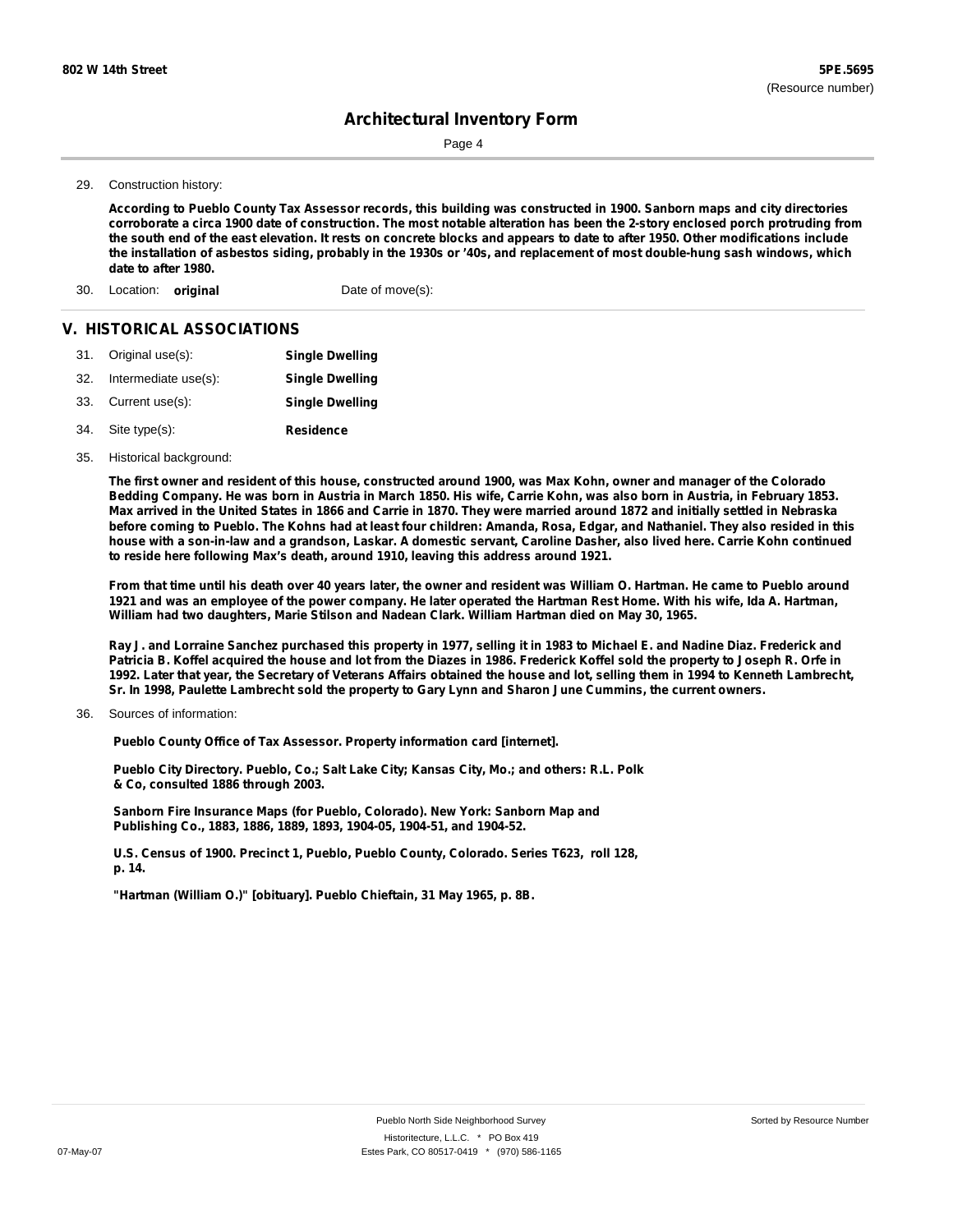29. Construction history:

**According to Pueblo County Tax Assessor records, this building was constructed in 1900. Sanborn maps and city directories corroborate a circa 1900 date of construction. The most notable alteration has been the 2-story enclosed porch protruding from the south end of the east elevation. It rests on concrete blocks and appears to date to after 1950. Other modifications include the installation of asbestos siding, probably in the 1930s or '40s, and replacement of most double-hung sash windows, which date to after 1980.**

30. Location: **original** Date of move(s):

## V. HISTORICAL ASSOCIATIONS

31. Original use(s): **Single Dwelling**
32. Intermediate use(s): **Single Dwelling**
33. Current use(s): **Single Dwelling**
34. Site type(s): **Residence**
35. Historical background:

**The first owner and resident of this house, constructed around 1900, was Max Kohn, owner and manager of the Colorado Bedding Company. He was born in Austria in March 1850. His wife, Carrie Kohn, was also born in Austria, in February 1853. Max arrived in the United States in 1866 and Carrie in 1870. They were married around 1872 and initially settled in Nebraska before coming to Pueblo. The Kohns had at least four children: Amanda, Rosa, Edgar, and Nathaniel. They also resided in this house with a son-in-law and a grandson, Laskar. A domestic servant, Caroline Dasher, also lived here. Carrie Kohn continued to reside here following Max's death, around 1910, leaving this address around 1921.**

**From that time until his death over 40 years later, the owner and resident was William O. Hartman. He came to Pueblo around 1921 and was an employee of the power company. He later operated the Hartman Rest Home. With his wife, Ida A. Hartman, William had two daughters, Marie Stilson and Nadean Clark. William Hartman died on May 30, 1965.**

**Ray J. and Lorraine Sanchez purchased this property in 1977, selling it in 1983 to Michael E. and Nadine Diaz. Frederick and Patricia B. Koffel acquired the house and lot from the Diazes in 1986. Frederick Koffel sold the property to Joseph R. Orfe in 1992. Later that year, the Secretary of Veterans Affairs obtained the house and lot, selling them in 1994 to Kenneth Lambrecht, Sr. In 1998, Paulette Lambrecht sold the property to Gary Lynn and Sharon June Cummins, the current owners.**

36. Sources of information:

**Pueblo County Office of Tax Assessor. Property information card [internet].**

**Pueblo City Directory. Pueblo, Co.; Salt Lake City; Kansas City, Mo.; and others: R.L. Polk & Co, consulted 1886 through 2003.**

**Sanborn Fire Insurance Maps (for Pueblo, Colorado). New York: Sanborn Map and Publishing Co., 1883, 1886, 1889, 1893, 1904-05, 1904-51, and 1904-52.**

**U.S. Census of 1900. Precinct 1, Pueblo, Pueblo County, Colorado. Series T623, roll 128, p. 14.**

**"Hartman (William O.)" [obituary]. Pueblo Chieftain, 31 May 1965, p. 8B.**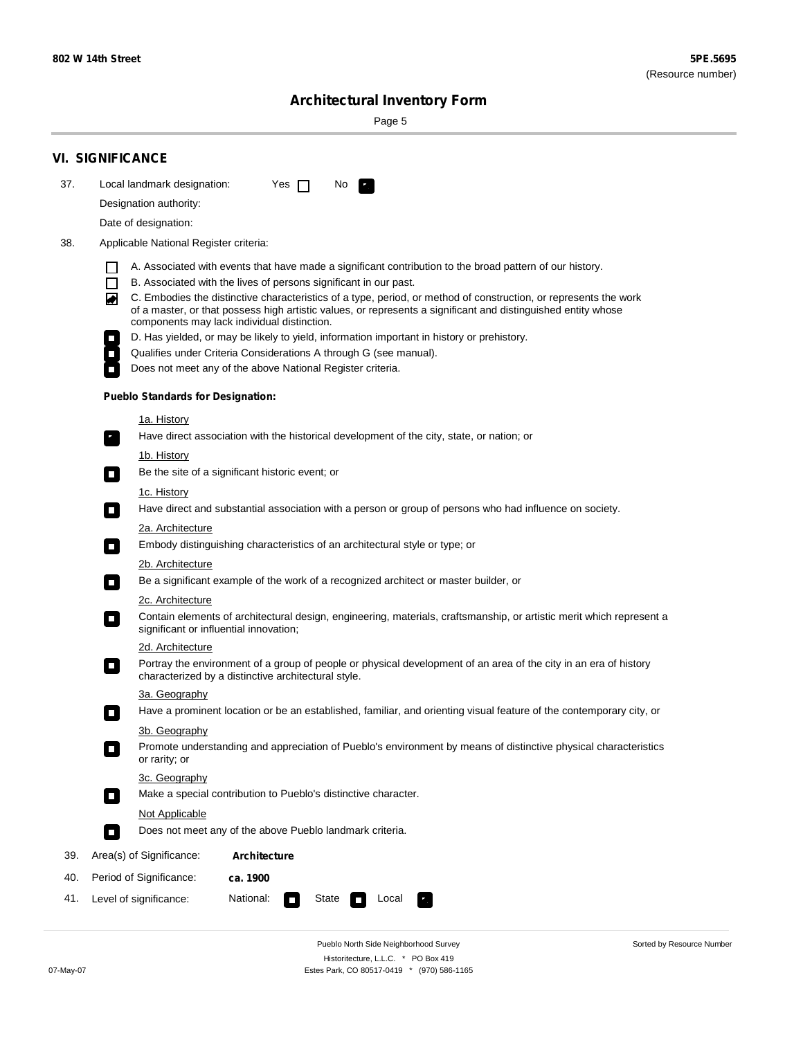## VI. SIGNIFICANCE

37. Local landmark designation: Yes ☐ No ☑

Designation authority:

Date of designation:

38. Applicable National Register criteria:

- ☐ A. Associated with events that have made a significant contribution to the broad pattern of our history.
- ☐ B. Associated with the lives of persons significant in our past.
- ☑ C. Embodies the distinctive characteristics of a type, period, or method of construction, or represents the work of a master, or that possess high artistic values, or represents a significant and distinguished entity whose components may lack individual distinction.
- ☐ D. Has yielded, or may be likely to yield, information important in history or prehistory.
- ☐ Qualifies under Criteria Considerations A through G (see manual).
- ☐ Does not meet any of the above National Register criteria.

**Pueblo Standards for Designation:**

1a. History
- ☑ Have direct association with the historical development of the city, state, or nation; or

1b. History
- ☐ Be the site of a significant historic event; or

1c. History
- ☐ Have direct and substantial association with a person or group of persons who had influence on society.

2a. Architecture
- ☐ Embody distinguishing characteristics of an architectural style or type; or

2b. Architecture
- ☐ Be a significant example of the work of a recognized architect or master builder, or

2c. Architecture
- ☐ Contain elements of architectural design, engineering, materials, craftsmanship, or artistic merit which represent a significant or influential innovation;

2d. Architecture
- ☐ Portray the environment of a group of people or physical development of an area of the city in an era of history characterized by a distinctive architectural style.

3a. Geography
- ☐ Have a prominent location or be an established, familiar, and orienting visual feature of the contemporary city, or

3b. Geography
- ☐ Promote understanding and appreciation of Pueblo's environment by means of distinctive physical characteristics or rarity; or

3c. Geography
- ☐ Make a special contribution to Pueblo's distinctive character.

Not Applicable
- ☐ Does not meet any of the above Pueblo landmark criteria.

39. Area(s) of Significance: **Architecture**

40. Period of Significance: **ca. 1900**

41. Level of significance: National: ☐ State ☐ Local ☑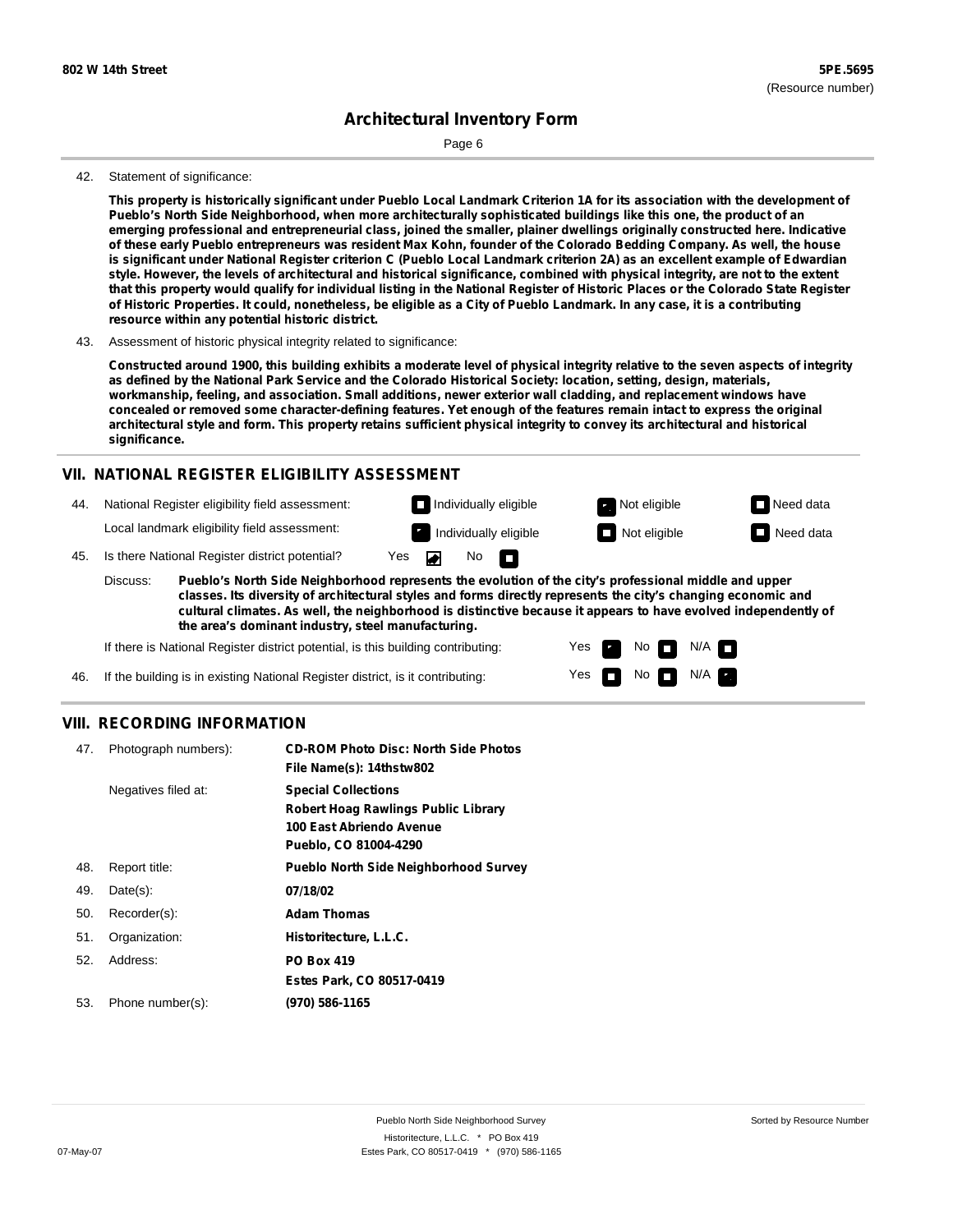## Architectural Inventory Form

42. Statement of significance:

**This property is historically significant under Pueblo Local Landmark Criterion 1A for its association with the development of Pueblo's North Side Neighborhood, when more architecturally sophisticated buildings like this one, the product of an emerging professional and entrepreneurial class, joined the smaller, plainer dwellings originally constructed here. Indicative of these early Pueblo entrepreneurs was resident Max Kohn, founder of the Colorado Bedding Company. As well, the house is significant under National Register criterion C (Pueblo Local Landmark criterion 2A) as an excellent example of Edwardian style. However, the levels of architectural and historical significance, combined with physical integrity, are not to the extent that this property would qualify for individual listing in the National Register of Historic Places or the Colorado State Register of Historic Properties. It could, nonetheless, be eligible as a City of Pueblo Landmark. In any case, it is a contributing resource within any potential historic district.**

43. Assessment of historic physical integrity related to significance:

**Constructed around 1900, this building exhibits a moderate level of physical integrity relative to the seven aspects of integrity as defined by the National Park Service and the Colorado Historical Society: location, setting, design, materials, workmanship, feeling, and association. Small additions, newer exterior wall cladding, and replacement windows have concealed or removed some character-defining features. Yet enough of the features remain intact to express the original architectural style and form. This property retains sufficient physical integrity to convey its architectural and historical significance.**

## VII. NATIONAL REGISTER ELIGIBILITY ASSESSMENT

44. National Register eligibility field assessment: Individually eligible ☐ Not eligible ☒ Need data ☐

Local landmark eligibility field assessment: Individually eligible ☒ Not eligible ☐ Need data ☐

45. Is there National Register district potential? Yes ☒ No ☐

Discuss: **Pueblo's North Side Neighborhood represents the evolution of the city's professional middle and upper classes. Its diversity of architectural styles and forms directly represents the city's changing economic and cultural climates. As well, the neighborhood is distinctive because it appears to have evolved independently of the area's dominant industry, steel manufacturing.**

If there is National Register district potential, is this building contributing: Yes ☒ No ☐ N/A ☐

46. If the building is in existing National Register district, is it contributing: Yes ☐ No ☐ N/A ☒

## VIII. RECORDING INFORMATION

47. Photograph numbers): **CD-ROM Photo Disc: North Side Photos**
**File Name(s): 14thstw802**

Negatives filed at: **Special Collections**
**Robert Hoag Rawlings Public Library**
**100 East Abriendo Avenue**
**Pueblo, CO 81004-4290**

48. Report title: **Pueblo North Side Neighborhood Survey**

49. Date(s): **07/18/02**

50. Recorder(s): **Adam Thomas**

51. Organization: **Historitecture, L.L.C.**

52. Address: **PO Box 419**
**Estes Park, CO 80517-0419**

53. Phone number(s): **(970) 586-1165**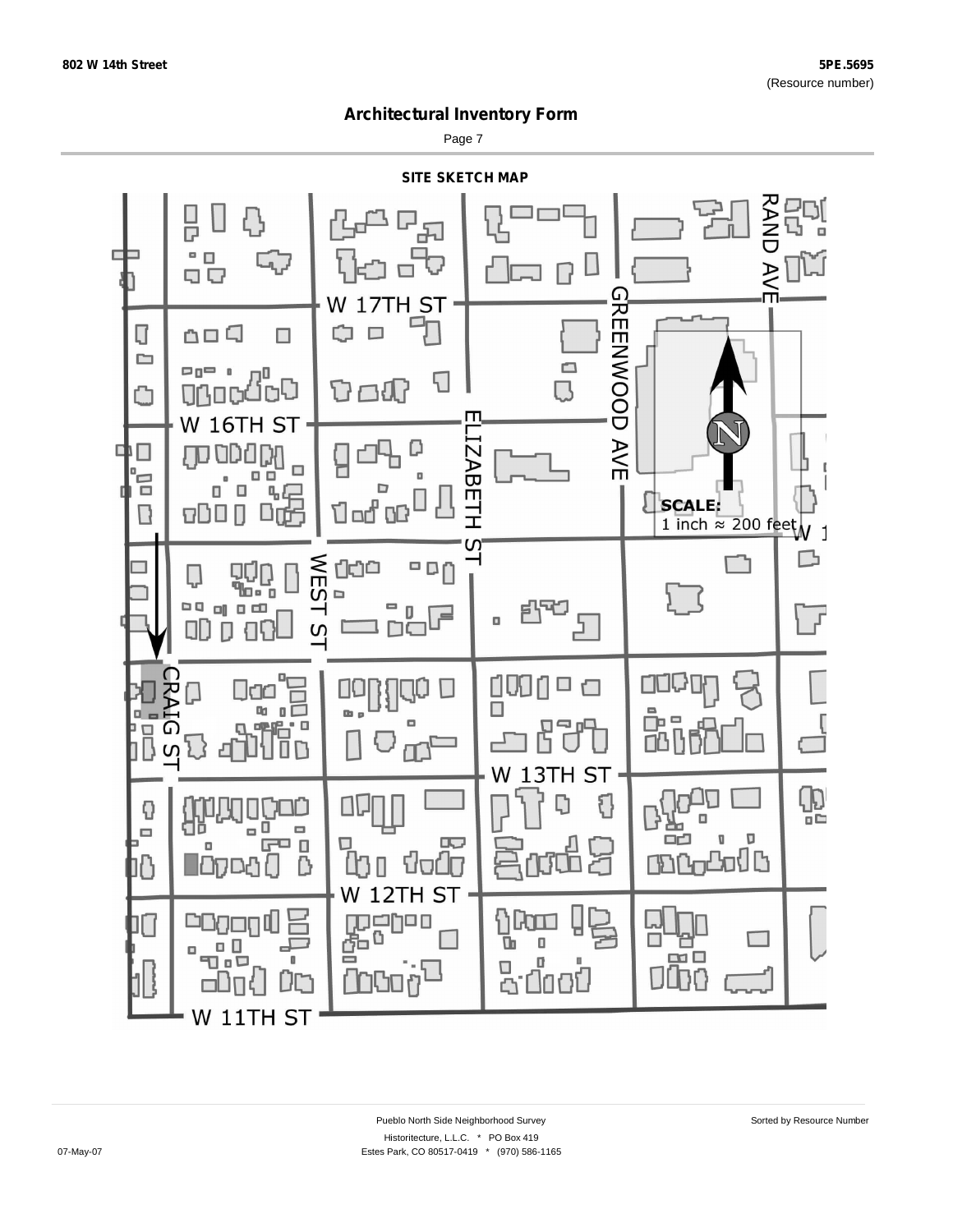## Architectural Inventory Form

### SITE SKETCH MAP

W 17TH ST

W 16TH ST

ELIZABETH ST

GREENWOOD AVE

RAND AVE

WEST ST

CRAIG ST

W 13TH ST

W 12TH ST

W 11TH ST

SCALE:
1 inch ≈ 200 feet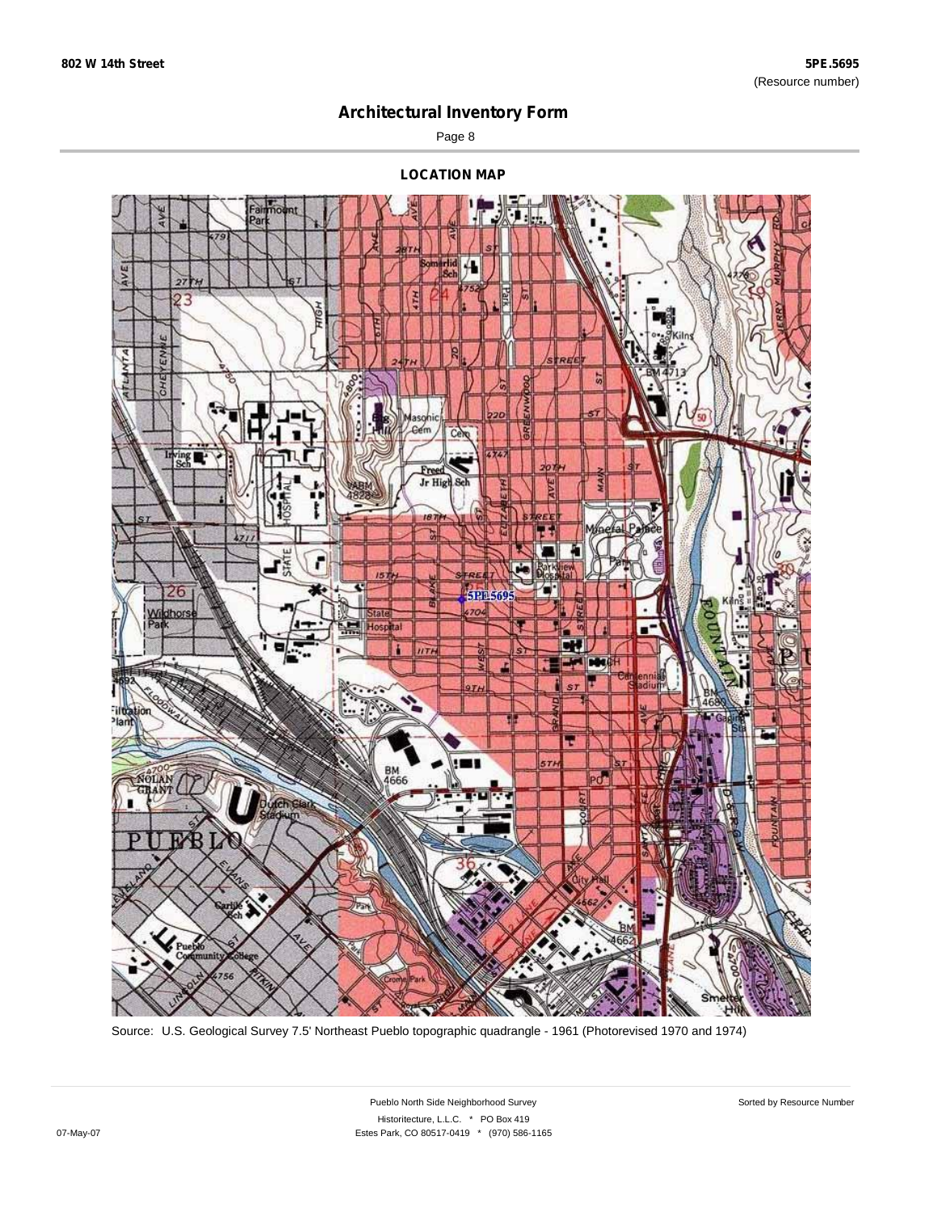# Architectural Inventory Form

## LOCATION MAP

Source: U.S. Geological Survey 7.5' Northeast Pueblo topographic quadrangle - 1961 (Photorevised 1970 and 1974)